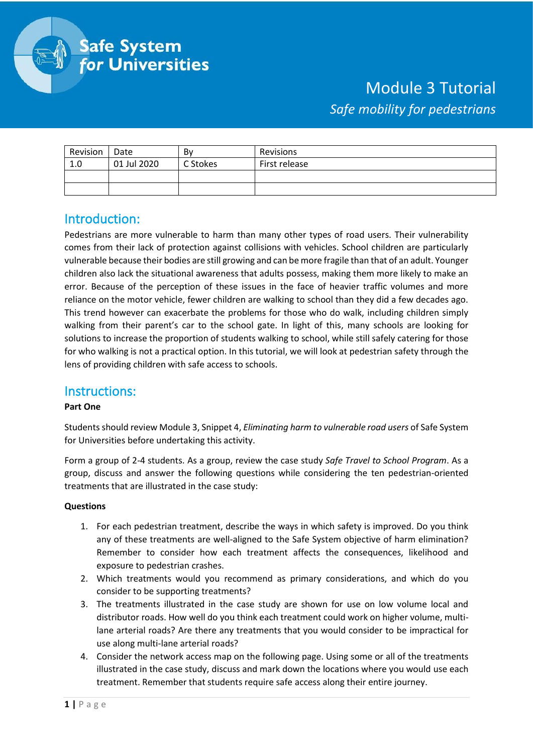Safe System for Universities

# Module 3 Tutorial

*Safe mobility for pedestrians*

| Revision | Date | By | Revisions |
|---|---|---|---|
| 1.0 | 01 Jul 2020 | C Stokes | First release |
| | | | |
| | | | |

## Introduction:

Pedestrians are more vulnerable to harm than many other types of road users. Their vulnerability comes from their lack of protection against collisions with vehicles. School children are particularly vulnerable because their bodies are still growing and can be more fragile than that of an adult. Younger children also lack the situational awareness that adults possess, making them more likely to make an error. Because of the perception of these issues in the face of heavier traffic volumes and more reliance on the motor vehicle, fewer children are walking to school than they did a few decades ago. This trend however can exacerbate the problems for those who do walk, including children simply walking from their parent's car to the school gate. In light of this, many schools are looking for solutions to increase the proportion of students walking to school, while still safely catering for those for who walking is not a practical option. In this tutorial, we will look at pedestrian safety through the lens of providing children with safe access to schools.

## Instructions:

**Part One**

Students should review Module 3, Snippet 4, *Eliminating harm to vulnerable road users* of Safe System for Universities before undertaking this activity.

Form a group of 2-4 students. As a group, review the case study *Safe Travel to School Program*. As a group, discuss and answer the following questions while considering the ten pedestrian-oriented treatments that are illustrated in the case study:

**Questions**

1. For each pedestrian treatment, describe the ways in which safety is improved. Do you think any of these treatments are well-aligned to the Safe System objective of harm elimination? Remember to consider how each treatment affects the consequences, likelihood and exposure to pedestrian crashes.
2. Which treatments would you recommend as primary considerations, and which do you consider to be supporting treatments?
3. The treatments illustrated in the case study are shown for use on low volume local and distributor roads. How well do you think each treatment could work on higher volume, multi-lane arterial roads? Are there any treatments that you would consider to be impractical for use along multi-lane arterial roads?
4. Consider the network access map on the following page. Using some or all of the treatments illustrated in the case study, discuss and mark down the locations where you would use each treatment. Remember that students require safe access along their entire journey.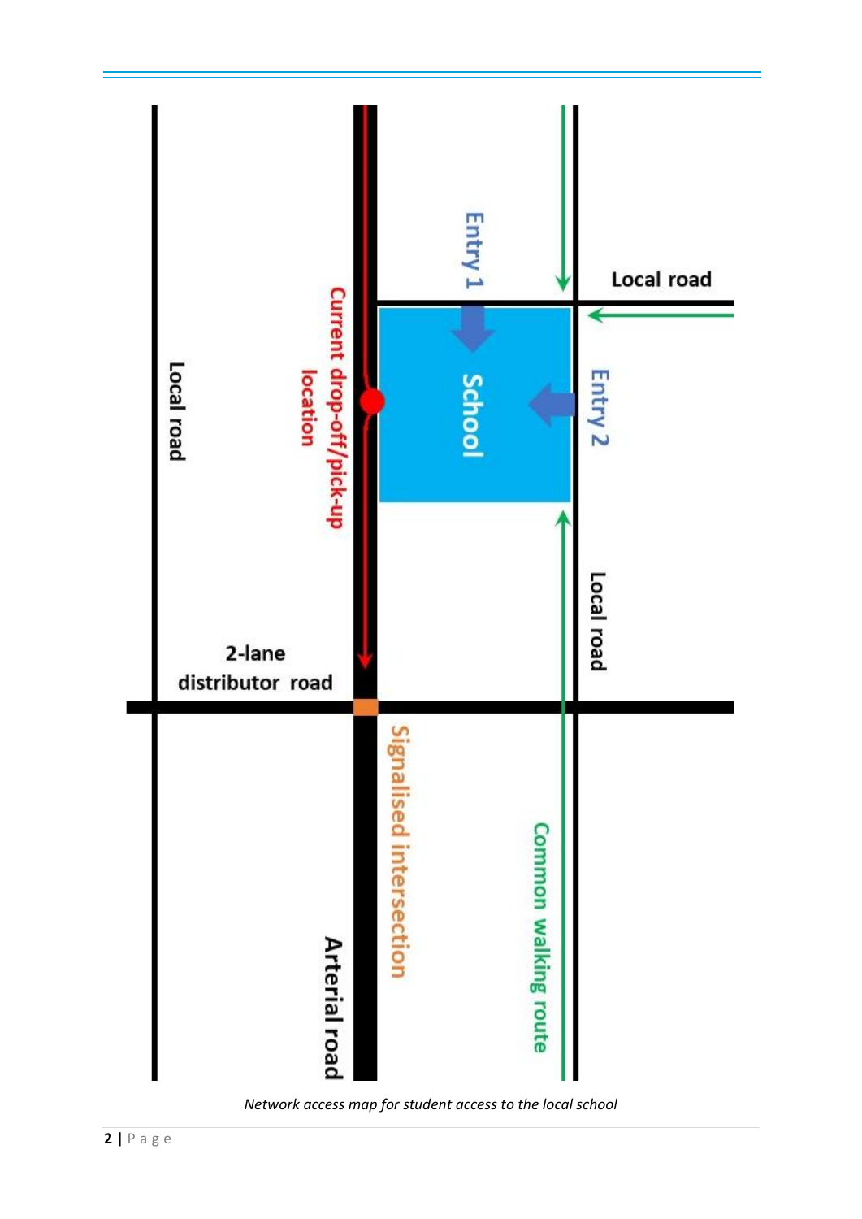Local road

Current drop-off/pick-up location

Entry 1

School

Entry 2

Local road

Local road

2-lane distributor road

Signalised intersection

Common walking route

Arterial road

*Network access map for student access to the local school*